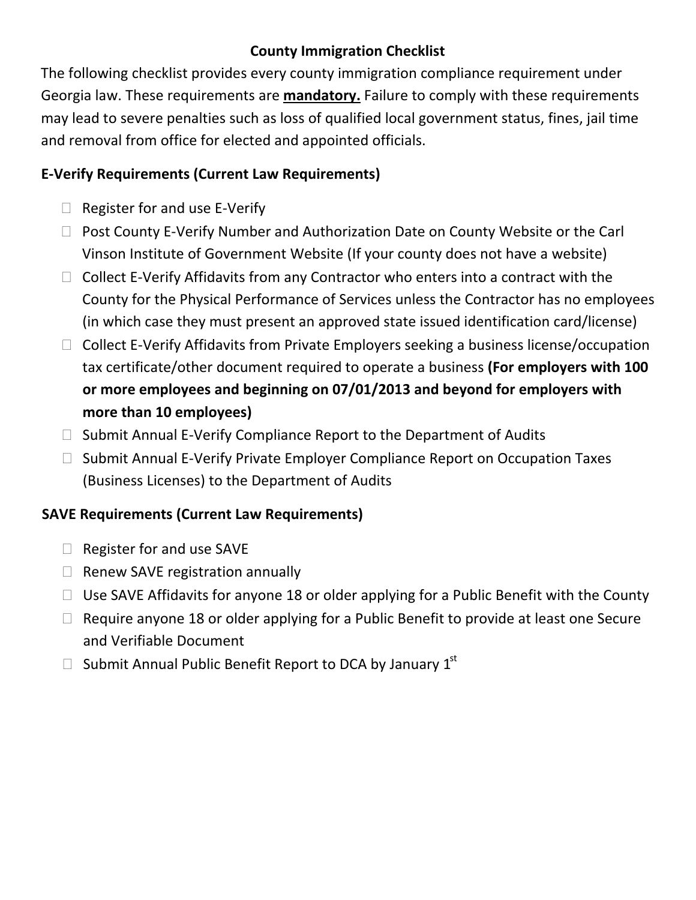# County Immigration Checklist

The following checklist provides every county immigration compliance requirement under Georgia law. These requirements are **mandatory.** Failure to comply with these requirements may lead to severe penalties such as loss of qualified local government status, fines, jail time and removal from office for elected and appointed officials.

## E-Verify Requirements (Current Law Requirements)

- ☐ Register for and use E-Verify
- ☐ Post County E-Verify Number and Authorization Date on County Website or the Carl Vinson Institute of Government Website (If your county does not have a website)
- ☐ Collect E-Verify Affidavits from any Contractor who enters into a contract with the County for the Physical Performance of Services unless the Contractor has no employees (in which case they must present an approved state issued identification card/license)
- ☐ Collect E-Verify Affidavits from Private Employers seeking a business license/occupation tax certificate/other document required to operate a business **(For employers with 100 or more employees and beginning on 07/01/2013 and beyond for employers with more than 10 employees)**
- ☐ Submit Annual E-Verify Compliance Report to the Department of Audits
- ☐ Submit Annual E-Verify Private Employer Compliance Report on Occupation Taxes (Business Licenses) to the Department of Audits

## SAVE Requirements (Current Law Requirements)

- ☐ Register for and use SAVE
- ☐ Renew SAVE registration annually
- ☐ Use SAVE Affidavits for anyone 18 or older applying for a Public Benefit with the County
- ☐ Require anyone 18 or older applying for a Public Benefit to provide at least one Secure and Verifiable Document
- ☐ Submit Annual Public Benefit Report to DCA by January 1st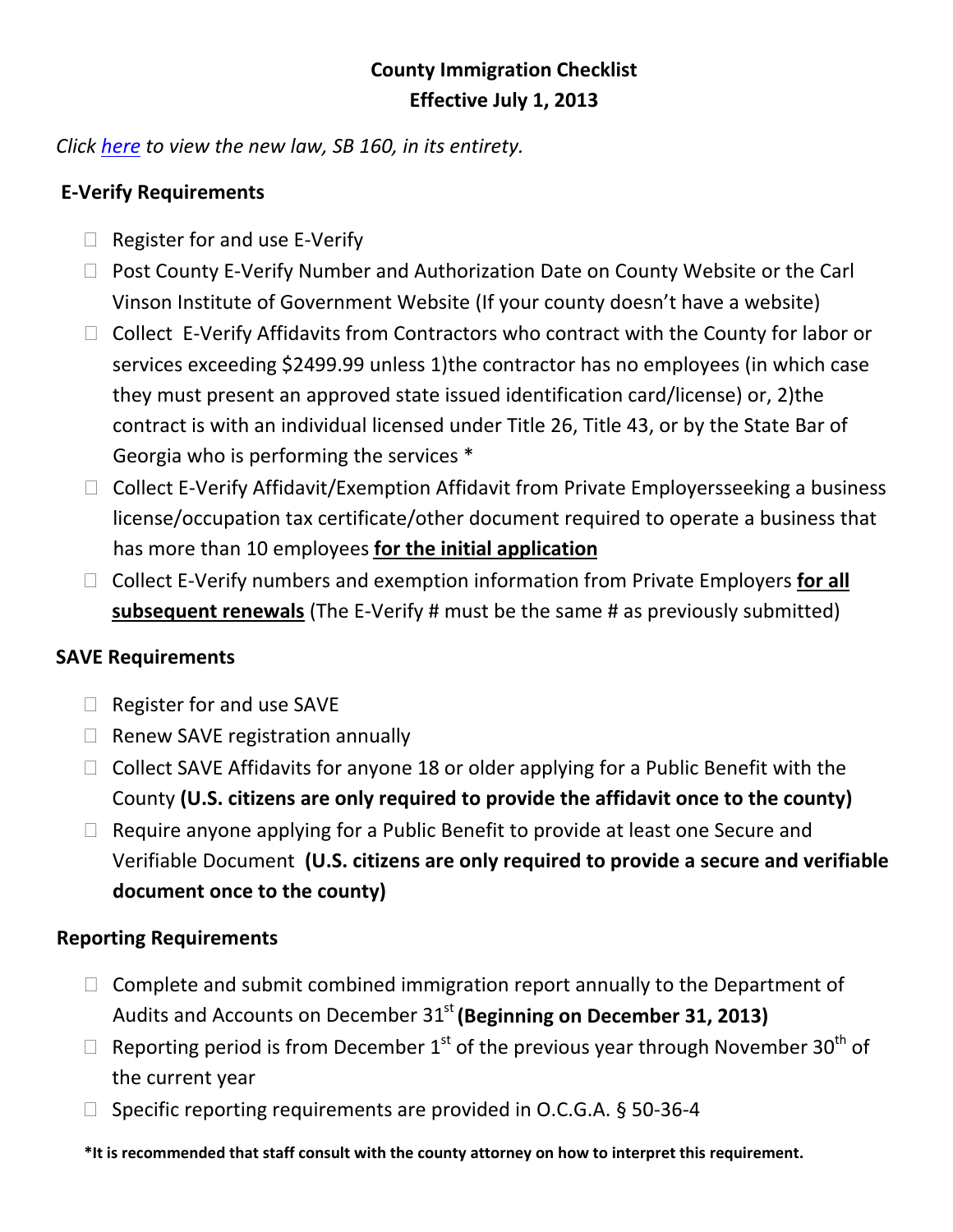**County Immigration Checklist**
**Effective July 1, 2013**

*Click here to view the new law, SB 160, in its entirety.*

## E-Verify Requirements

- ☐ Register for and use E-Verify
- ☐ Post County E-Verify Number and Authorization Date on County Website or the Carl Vinson Institute of Government Website (If your county doesn't have a website)
- ☐ Collect E-Verify Affidavits from Contractors who contract with the County for labor or services exceeding $2499.99 unless 1)the contractor has no employees (in which case they must present an approved state issued identification card/license) or, 2)the contract is with an individual licensed under Title 26, Title 43, or by the State Bar of Georgia who is performing the services *
- ☐ Collect E-Verify Affidavit/Exemption Affidavit from Private Employersseeking a business license/occupation tax certificate/other document required to operate a business that has more than 10 employees **<u>for the initial application</u>**
- ☐ Collect E-Verify numbers and exemption information from Private Employers **<u>for all subsequent renewals</u>** (The E-Verify # must be the same # as previously submitted)

## SAVE Requirements

- ☐ Register for and use SAVE
- ☐ Renew SAVE registration annually
- ☐ Collect SAVE Affidavits for anyone 18 or older applying for a Public Benefit with the County **(U.S. citizens are only required to provide the affidavit once to the county)**
- ☐ Require anyone applying for a Public Benefit to provide at least one Secure and Verifiable Document **(U.S. citizens are only required to provide a secure and verifiable document once to the county)**

## Reporting Requirements

- ☐ Complete and submit combined immigration report annually to the Department of Audits and Accounts on December 31st **(Beginning on December 31, 2013)**
- ☐ Reporting period is from December 1st of the previous year through November 30th of the current year
- ☐ Specific reporting requirements are provided in O.C.G.A. § 50-36-4

**\*It is recommended that staff consult with the county attorney on how to interpret this requirement.**